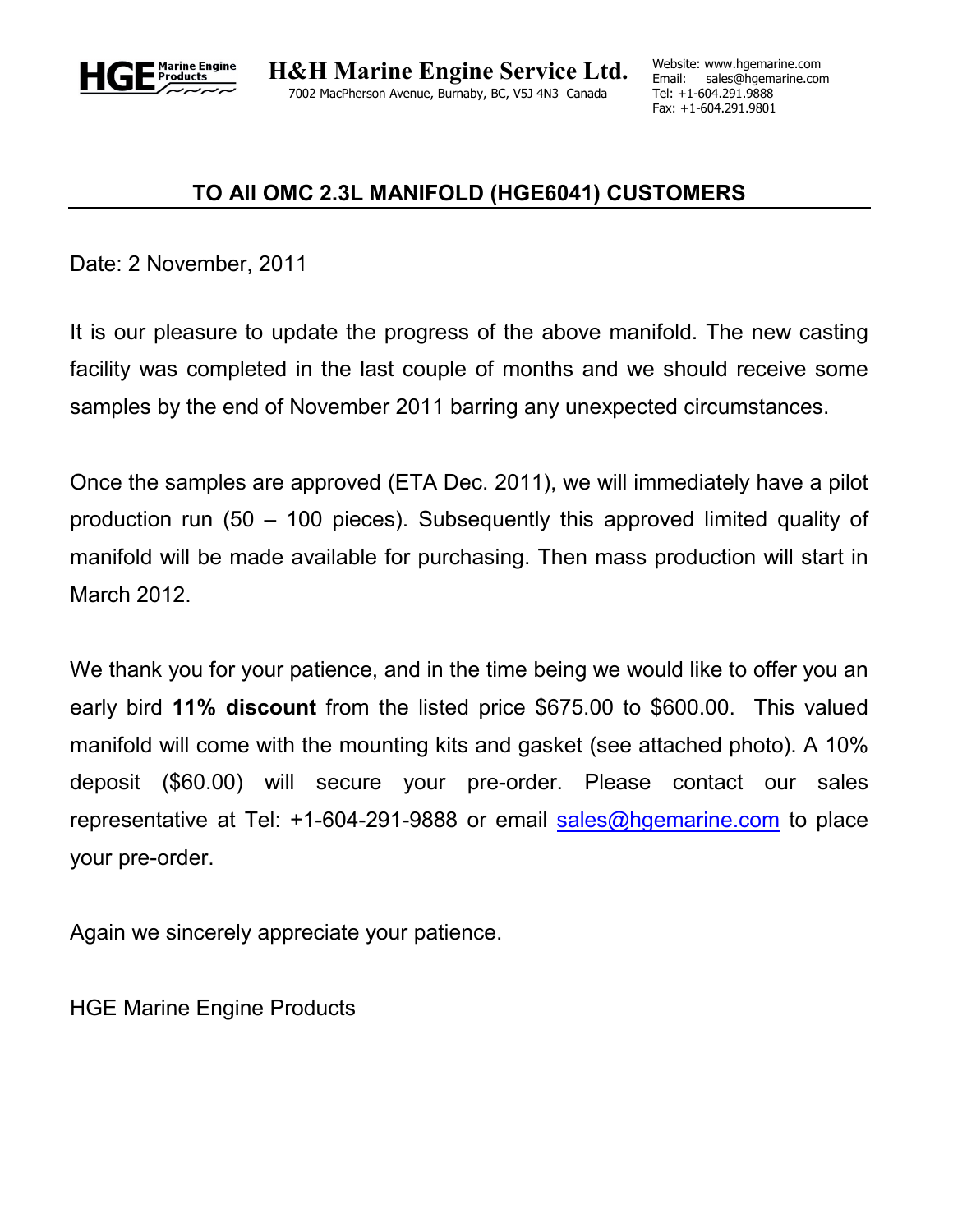HGE Marine Engine Products

**H&H Marine Engine Service Ltd.**
7002 MacPherson Avenue, Burnaby, BC, V5J 4N3 Canada

Website: www.hgemarine.com
Email: sales@hgemarine.com
Tel: +1-604.291.9888
Fax: +1-604.291.9801

## TO All OMC 2.3L MANIFOLD (HGE6041) CUSTOMERS

Date: 2 November, 2011

It is our pleasure to update the progress of the above manifold. The new casting facility was completed in the last couple of months and we should receive some samples by the end of November 2011 barring any unexpected circumstances.

Once the samples are approved (ETA Dec. 2011), we will immediately have a pilot production run (50 – 100 pieces). Subsequently this approved limited quality of manifold will be made available for purchasing. Then mass production will start in March 2012.

We thank you for your patience, and in the time being we would like to offer you an early bird **11% discount** from the listed price $675.00 to $600.00. This valued manifold will come with the mounting kits and gasket (see attached photo). A 10% deposit ($60.00) will secure your pre-order. Please contact our sales representative at Tel: +1-604-291-9888 or email sales@hgemarine.com to place your pre-order.

Again we sincerely appreciate your patience.

HGE Marine Engine Products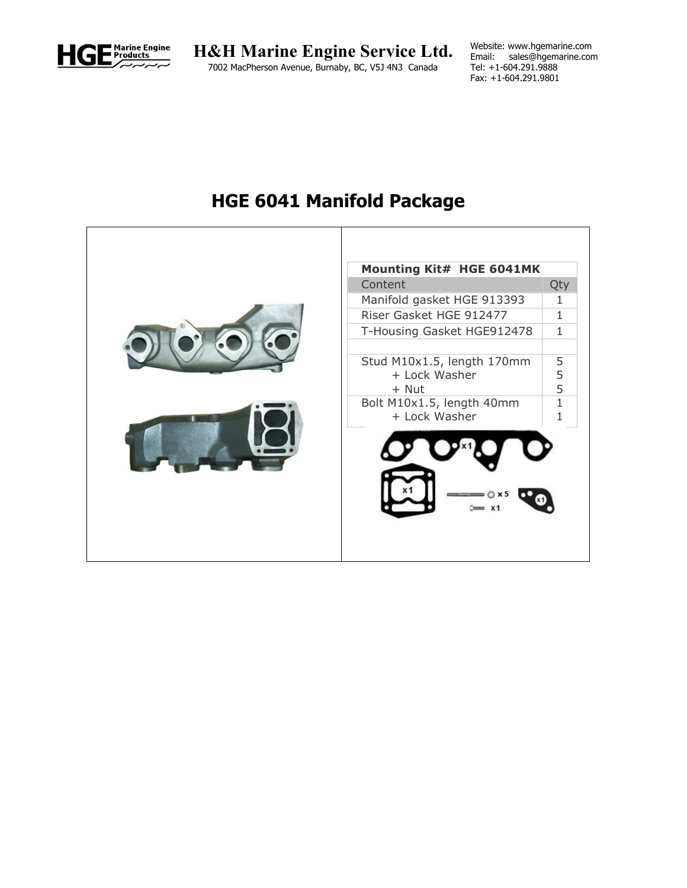H&H Marine Engine Service Ltd.

7002 MacPherson Avenue, Burnaby, BC, V5J 4N3 Canada

Website: www.hgemarine.com
Email: sales@hgemarine.com
Tel: +1-604.291.9888
Fax: +1-604.291.9801

# HGE 6041 Manifold Package

| Mounting Kit# HGE 6041MK | |
|---|---|
| Content | Qty |
| Manifold gasket HGE 913393 | 1 |
| Riser Gasket HGE 912477 | 1 |
| T-Housing Gasket HGE912478 | 1 |
| | |
| Stud M10x1.5, length 170mm<br>+ Lock Washer<br>+ Nut | 5<br>5<br>5 |
| Bolt M10x1.5, length 40mm<br>+ Lock Washer | 1<br>1 |

x1

x1

x5

x1

x1